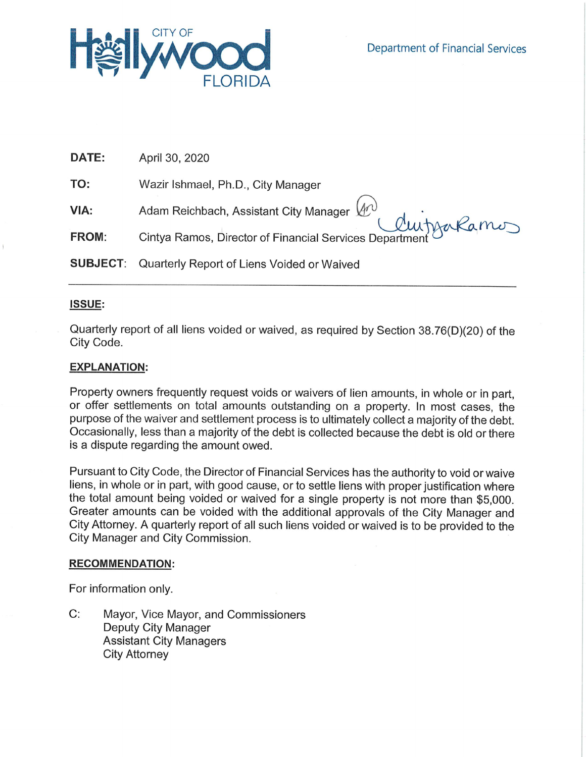CITY OF Hollywood FLORIDA

Department of Financial Services

**DATE:** April 30, 2020

**TO:** Wazir Ishmael, Ph.D., City Manager

**VIA:** Adam Reichbach, Assistant City Manager

**FROM:** Cintya Ramos, Director of Financial Services Department

**SUBJECT:** Quarterly Report of Liens Voided or Waived

---

**ISSUE:**

Quarterly report of all liens voided or waived, as required by Section 38.76(D)(20) of the City Code.

**EXPLANATION:**

Property owners frequently request voids or waivers of lien amounts, in whole or in part, or offer settlements on total amounts outstanding on a property. In most cases, the purpose of the waiver and settlement process is to ultimately collect a majority of the debt. Occasionally, less than a majority of the debt is collected because the debt is old or there is a dispute regarding the amount owed.

Pursuant to City Code, the Director of Financial Services has the authority to void or waive liens, in whole or in part, with good cause, or to settle liens with proper justification where the total amount being voided or waived for a single property is not more than $5,000. Greater amounts can be voided with the additional approvals of the City Manager and City Attorney. A quarterly report of all such liens voided or waived is to be provided to the City Manager and City Commission.

**RECOMMENDATION:**

For information only.

C: Mayor, Vice Mayor, and Commissioners
Deputy City Manager
Assistant City Managers
City Attorney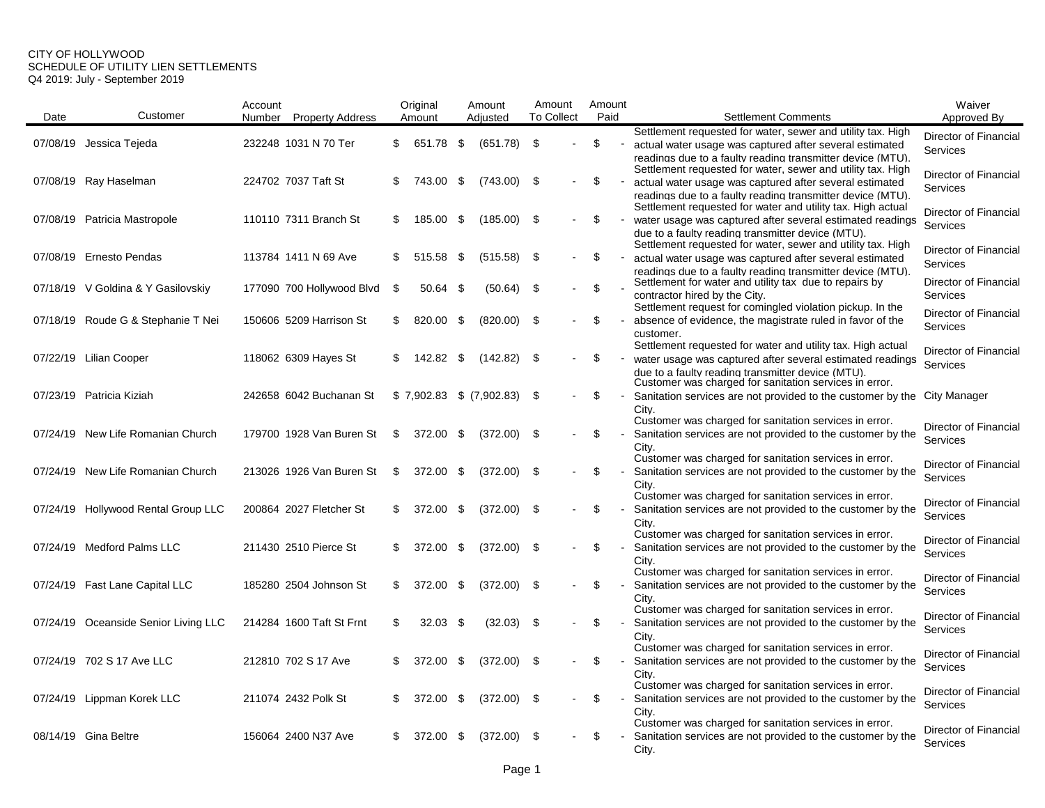CITY OF HOLLYWOOD
SCHEDULE OF UTILITY LIEN SETTLEMENTS
Q4 2019: July - September 2019

| Date | Customer | Account Number | Property Address | Original Amount | Amount Adjusted | Amount To Collect | Amount Paid | Settlement Comments | Waiver Approved By |
|---|---|---|---|---|---|---|---|---|---|
| 07/08/19 | Jessica Tejeda | 232248 | 1031 N 70 Ter | $ 651.78 | $ (651.78) | $ - | $ - | Settlement requested for water, sewer and utility tax. High actual water usage was captured after several estimated readings due to a faulty reading transmitter device (MTU). | Director of Financial Services |
| 07/08/19 | Ray Haselman | 224702 | 7037 Taft St | $ 743.00 | $ (743.00) | $ - | $ - | Settlement requested for water, sewer and utility tax. High actual water usage was captured after several estimated readings due to a faulty reading transmitter device (MTU). | Director of Financial Services |
| 07/08/19 | Patricia Mastropole | 110110 | 7311 Branch St | $ 185.00 | $ (185.00) | $ - | $ - | Settlement requested for water and utility tax. High actual water usage was captured after several estimated readings due to a faulty reading transmitter device (MTU). | Director of Financial Services |
| 07/08/19 | Ernesto Pendas | 113784 | 1411 N 69 Ave | $ 515.58 | $ (515.58) | $ - | $ - | Settlement requested for water, sewer and utility tax. High actual water usage was captured after several estimated readings due to a faulty reading transmitter device (MTU). | Director of Financial Services |
| 07/18/19 | V Goldina & Y Gasilovskiy | 177090 | 700 Hollywood Blvd | $ 50.64 | $ (50.64) | $ - | $ - | Settlement for water and utility tax due to repairs by contractor hired by the City. | Director of Financial Services |
| 07/18/19 | Roude G & Stephanie T Nei | 150606 | 5209 Harrison St | $ 820.00 | $ (820.00) | $ - | $ - | Settlement request for comingled violation pickup. In the absence of evidence, the magistrate ruled in favor of the customer. | Director of Financial Services |
| 07/22/19 | Lilian Cooper | 118062 | 6309 Hayes St | $ 142.82 | $ (142.82) | $ - | $ - | Settlement requested for water and utility tax. High actual water usage was captured after several estimated readings due to a faulty reading transmitter device (MTU). | Director of Financial Services |
| 07/23/19 | Patricia Kiziah | 242658 | 6042 Buchanan St | $ 7,902.83 | $ (7,902.83) | $ - | $ - | Customer was charged for sanitation services in error. Sanitation services are not provided to the customer by the City. | City Manager |
| 07/24/19 | New Life Romanian Church | 179700 | 1928 Van Buren St | $ 372.00 | $ (372.00) | $ - | $ - | Customer was charged for sanitation services in error. Sanitation services are not provided to the customer by the City. | Director of Financial Services |
| 07/24/19 | New Life Romanian Church | 213026 | 1926 Van Buren St | $ 372.00 | $ (372.00) | $ - | $ - | Customer was charged for sanitation services in error. Sanitation services are not provided to the customer by the City. | Director of Financial Services |
| 07/24/19 | Hollywood Rental Group LLC | 200864 | 2027 Fletcher St | $ 372.00 | $ (372.00) | $ - | $ - | Customer was charged for sanitation services in error. Sanitation services are not provided to the customer by the City. | Director of Financial Services |
| 07/24/19 | Medford Palms LLC | 211430 | 2510 Pierce St | $ 372.00 | $ (372.00) | $ - | $ - | Customer was charged for sanitation services in error. Sanitation services are not provided to the customer by the City. | Director of Financial Services |
| 07/24/19 | Fast Lane Capital LLC | 185280 | 2504 Johnson St | $ 372.00 | $ (372.00) | $ - | $ - | Customer was charged for sanitation services in error. Sanitation services are not provided to the customer by the City. | Director of Financial Services |
| 07/24/19 | Oceanside Senior Living LLC | 214284 | 1600 Taft St Frnt | $ 32.03 | $ (32.03) | $ - | $ - | Customer was charged for sanitation services in error. Sanitation services are not provided to the customer by the City. | Director of Financial Services |
| 07/24/19 | 702 S 17 Ave LLC | 212810 | 702 S 17 Ave | $ 372.00 | $ (372.00) | $ - | $ - | Customer was charged for sanitation services in error. Sanitation services are not provided to the customer by the City. | Director of Financial Services |
| 07/24/19 | Lippman Korek LLC | 211074 | 2432 Polk St | $ 372.00 | $ (372.00) | $ - | $ - | Customer was charged for sanitation services in error. Sanitation services are not provided to the customer by the City. | Director of Financial Services |
| 08/14/19 | Gina Beltre | 156064 | 2400 N37 Ave | $ 372.00 | $ (372.00) | $ - | $ - | Customer was charged for sanitation services in error. Sanitation services are not provided to the customer by the City. | Director of Financial Services |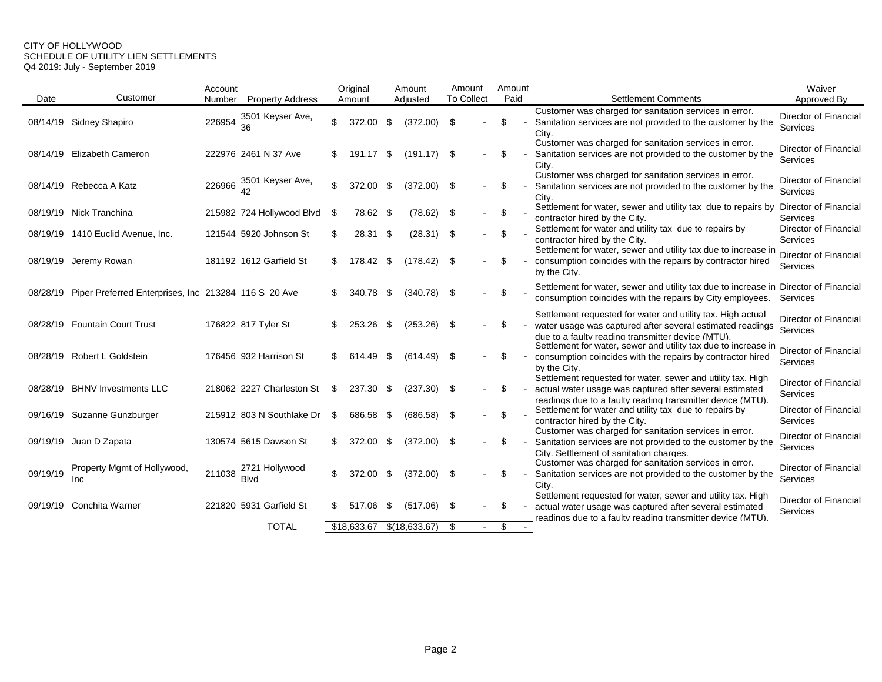CITY OF HOLLYWOOD
SCHEDULE OF UTILITY LIEN SETTLEMENTS
Q4 2019: July - September 2019

| Date | Customer | Account Number | Property Address | Original Amount | Amount Adjusted | Amount To Collect | Amount Paid | Settlement Comments | Waiver Approved By |
|---|---|---|---|---|---|---|---|---|---|
| 08/14/19 | Sidney Shapiro | 226954 | 3501 Keyser Ave, 36 | $ 372.00 | $ (372.00) | $ - | $ - | Customer was charged for sanitation services in error. Sanitation services are not provided to the customer by the City. | Director of Financial Services |
| 08/14/19 | Elizabeth Cameron | 222976 | 2461 N 37 Ave | $ 191.17 | $ (191.17) | $ - | $ - | Customer was charged for sanitation services in error. Sanitation services are not provided to the customer by the City. | Director of Financial Services |
| 08/14/19 | Rebecca A Katz | 226966 | 3501 Keyser Ave, 42 | $ 372.00 | $ (372.00) | $ - | $ - | Customer was charged for sanitation services in error. Sanitation services are not provided to the customer by the City. | Director of Financial Services |
| 08/19/19 | Nick Tranchina | 215982 | 724 Hollywood Blvd | $ 78.62 | $ (78.62) | $ - | $ - | Settlement for water, sewer and utility tax due to repairs by contractor hired by the City. | Director of Financial Services |
| 08/19/19 | 1410 Euclid Avenue, Inc. | 121544 | 5920 Johnson St | $ 28.31 | $ (28.31) | $ - | $ - | Settlement for water and utility tax due to repairs by contractor hired by the City. | Director of Financial Services |
| 08/19/19 | Jeremy Rowan | 181192 | 1612 Garfield St | $ 178.42 | $ (178.42) | $ - | $ - | Settlement for water, sewer and utility tax due to increase in consumption coincides with the repairs by contractor hired by the City. | Director of Financial Services |
| 08/28/19 | Piper Preferred Enterprises, Inc | 213284 | 116 S 20 Ave | $ 340.78 | $ (340.78) | $ - | $ - | Settlement for water, sewer and utility tax due to increase in consumption coincides with the repairs by City employees. | Director of Financial Services |
| 08/28/19 | Fountain Court Trust | 176822 | 817 Tyler St | $ 253.26 | $ (253.26) | $ - | $ - | Settlement requested for water and utility tax. High actual water usage was captured after several estimated readings due to a faulty reading transmitter device (MTU). | Director of Financial Services |
| 08/28/19 | Robert L Goldstein | 176456 | 932 Harrison St | $ 614.49 | $ (614.49) | $ - | $ - | Settlement for water, sewer and utility tax due to increase in consumption coincides with the repairs by contractor hired by the City. | Director of Financial Services |
| 08/28/19 | BHNV Investments LLC | 218062 | 2227 Charleston St | $ 237.30 | $ (237.30) | $ - | $ - | Settlement requested for water, sewer and utility tax. High actual water usage was captured after several estimated readings due to a faulty reading transmitter device (MTU). | Director of Financial Services |
| 09/16/19 | Suzanne Gunzburger | 215912 | 803 N Southlake Dr | $ 686.58 | $ (686.58) | $ - | $ - | Settlement for water and utility tax due to repairs by contractor hired by the City. | Director of Financial Services |
| 09/19/19 | Juan D Zapata | 130574 | 5615 Dawson St | $ 372.00 | $ (372.00) | $ - | $ - | Customer was charged for sanitation services in error. Sanitation services are not provided to the customer by the City. Settlement of sanitation charges. | Director of Financial Services |
| 09/19/19 | Property Mgmt of Hollywood, Inc | 211038 | 2721 Hollywood Blvd | $ 372.00 | $ (372.00) | $ - | $ - | Customer was charged for sanitation services in error. Sanitation services are not provided to the customer by the City. | Director of Financial Services |
| 09/19/19 | Conchita Warner | 221820 | 5931 Garfield St | $ 517.06 | $ (517.06) | $ - | $ - | Settlement requested for water, sewer and utility tax. High actual water usage was captured after several estimated readings due to a faulty reading transmitter device (MTU). | Director of Financial Services |
| | | | TOTAL | $18,633.67 | $(18,633.67) | $ - | $ - | | |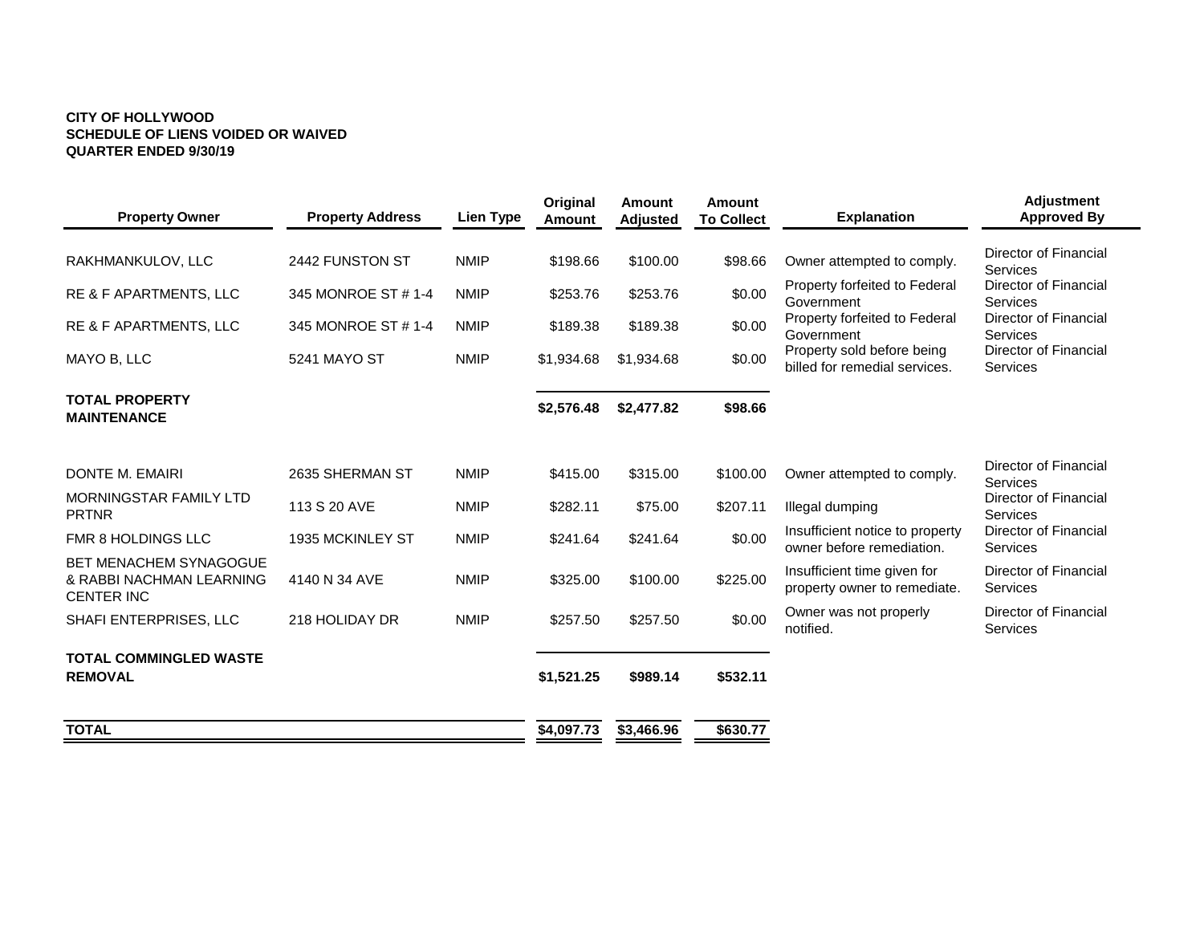**CITY OF HOLLYWOOD**
**SCHEDULE OF LIENS VOIDED OR WAIVED**
**QUARTER ENDED 9/30/19**

| Property Owner | Property Address | Lien Type | Original Amount | Amount Adjusted | Amount To Collect | Explanation | Adjustment Approved By |
|---|---|---|---|---|---|---|---|
| RAKHMANKULOV, LLC | 2442 FUNSTON ST | NMIP | $198.66 | $100.00 | $98.66 | Owner attempted to comply. | Director of Financial Services |
| RE & F APARTMENTS, LLC | 345 MONROE ST # 1-4 | NMIP | $253.76 | $253.76 | $0.00 | Property forfeited to Federal Government | Director of Financial Services |
| RE & F APARTMENTS, LLC | 345 MONROE ST # 1-4 | NMIP | $189.38 | $189.38 | $0.00 | Property forfeited to Federal Government | Director of Financial Services |
| MAYO B, LLC | 5241 MAYO ST | NMIP | $1,934.68 | $1,934.68 | $0.00 | Property sold before being billed for remedial services. | Director of Financial Services |
| **TOTAL PROPERTY MAINTENANCE** | | | **$2,576.48** | **$2,477.82** | **$98.66** | | |
| DONTE M. EMAIRI | 2635 SHERMAN ST | NMIP | $415.00 | $315.00 | $100.00 | Owner attempted to comply. | Director of Financial Services |
| MORNINGSTAR FAMILY LTD PRTNR | 113 S 20 AVE | NMIP | $282.11 | $75.00 | $207.11 | Illegal dumping | Director of Financial Services |
| FMR 8 HOLDINGS LLC | 1935 MCKINLEY ST | NMIP | $241.64 | $241.64 | $0.00 | Insufficient notice to property owner before remediation. | Director of Financial Services |
| BET MENACHEM SYNAGOGUE & RABBI NACHMAN LEARNING CENTER INC | 4140 N 34 AVE | NMIP | $325.00 | $100.00 | $225.00 | Insufficient time given for property owner to remediate. | Director of Financial Services |
| SHAFI ENTERPRISES, LLC | 218 HOLIDAY DR | NMIP | $257.50 | $257.50 | $0.00 | Owner was not properly notified. | Director of Financial Services |
| **TOTAL COMMINGLED WASTE REMOVAL** | | | **$1,521.25** | **$989.14** | **$532.11** | | |
| **TOTAL** | | | **$4,097.73** | **$3,466.96** | **$630.77** | | |